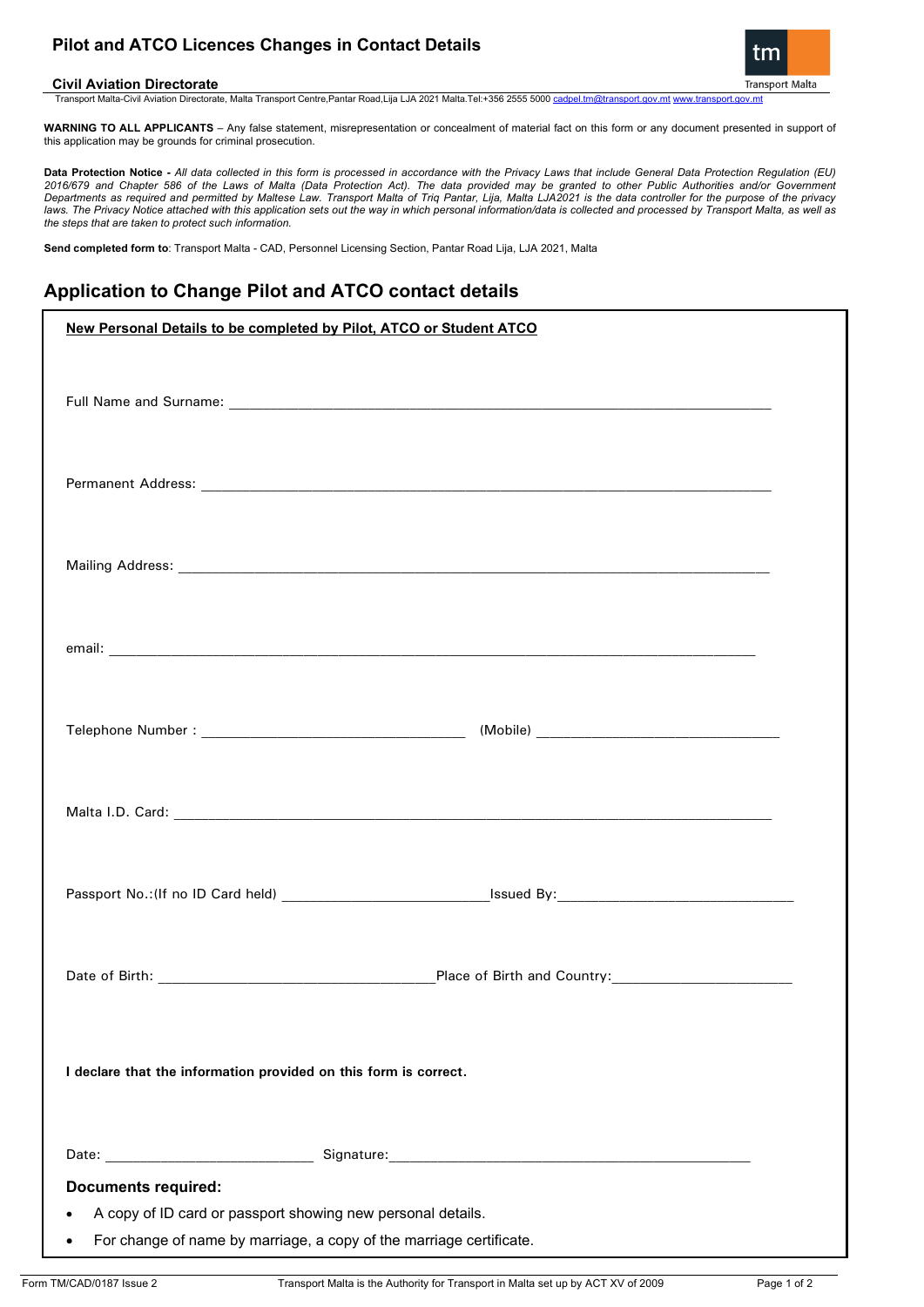# Pilot and ATCO Licences Changes in Contact Details

**Civil Aviation Directorate**

Transport Malta-Civil Aviation Directorate, Malta Transport Centre,Pantar Road,Lija LJA 2021 Malta.Tel:+356 2555 5000 cadpel.tm@transport.gov.mt www.transport.gov.mt

**WARNING TO ALL APPLICANTS** – Any false statement, misrepresentation or concealment of material fact on this form or any document presented in support of this application may be grounds for criminal prosecution.

**Data Protection Notice -** *All data collected in this form is processed in accordance with the Privacy Laws that include General Data Protection Regulation (EU) 2016/679 and Chapter 586 of the Laws of Malta (Data Protection Act). The data provided may be granted to other Public Authorities and/or Government Departments as required and permitted by Maltese Law. Transport Malta of Triq Pantar, Lija, Malta LJA2021 is the data controller for the purpose of the privacy laws. The Privacy Notice attached with this application sets out the way in which personal information/data is collected and processed by Transport Malta, as well as the steps that are taken to protect such information.*

**Send completed form to**: Transport Malta - CAD, Personnel Licensing Section, Pantar Road Lija, LJA 2021, Malta

## Application to Change Pilot and ATCO contact details

**New Personal Details to be completed by Pilot, ATCO or Student ATCO**

Full Name and Surname: ______________________________

Permanent Address: ______________________________

Mailing Address: ______________________________

email: ______________________________

Telephone Number : ______________________________ (Mobile) ______________________________

Malta I.D. Card: ______________________________

Passport No.:(If no ID Card held) ______________________________ Issued By: ______________________________

Date of Birth: ______________________________ Place of Birth and Country: ______________________________

**I declare that the information provided on this form is correct.**

Date: ______________________________ Signature: ______________________________

**Documents required:**

- A copy of ID card or passport showing new personal details.
- For change of name by marriage, a copy of the marriage certificate.

Form TM/CAD/0187 Issue 2 Transport Malta is the Authority for Transport in Malta set up by ACT XV of 2009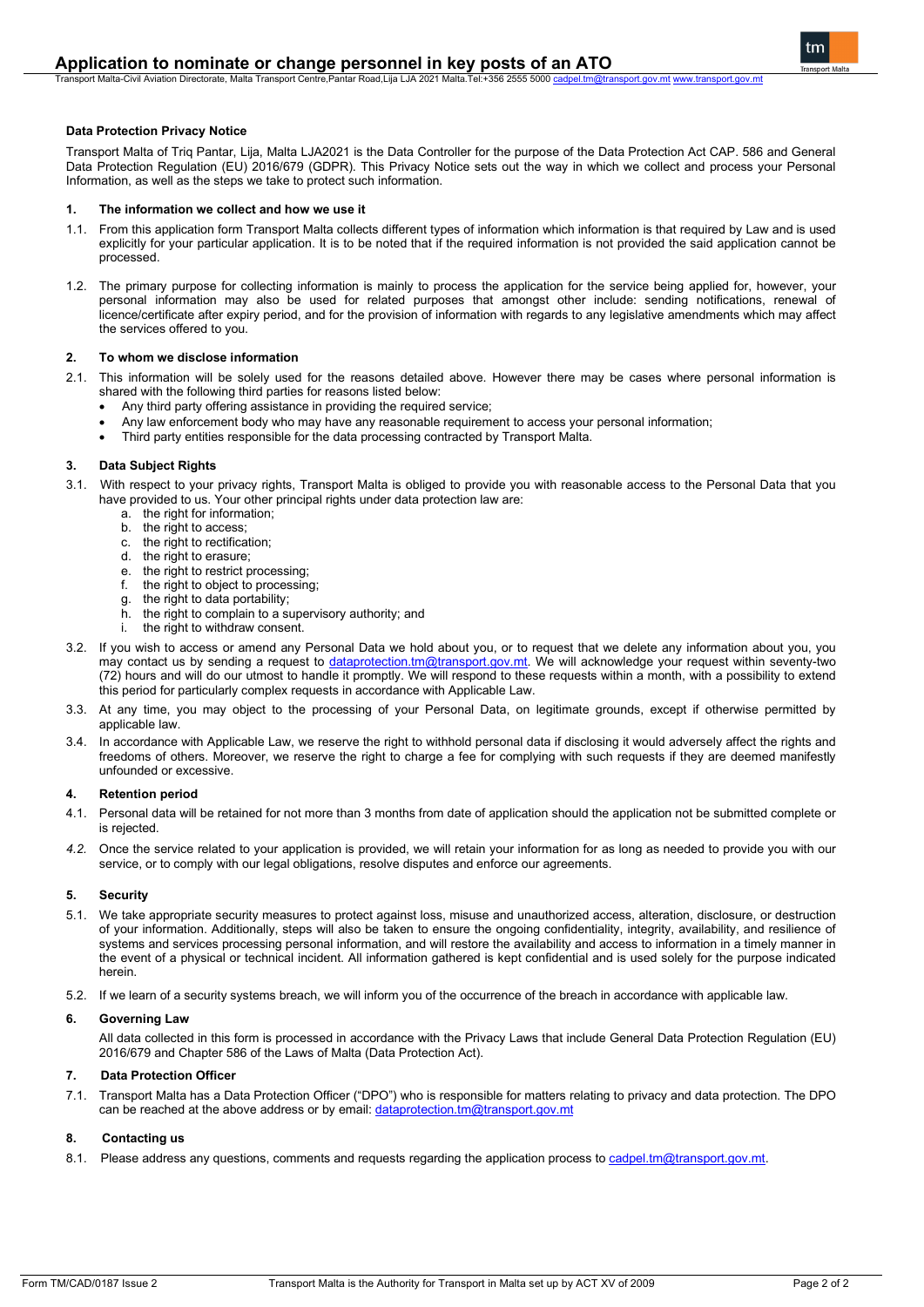### Data Protection Privacy Notice

Transport Malta of Triq Pantar, Lija, Malta LJA2021 is the Data Controller for the purpose of the Data Protection Act CAP. 586 and General Data Protection Regulation (EU) 2016/679 (GDPR). This Privacy Notice sets out the way in which we collect and process your Personal Information, as well as the steps we take to protect such information.

#### 1. The information we collect and how we use it

1.1. From this application form Transport Malta collects different types of information which information is that required by Law and is used explicitly for your particular application. It is to be noted that if the required information is not provided the said application cannot be processed.

1.2. The primary purpose for collecting information is mainly to process the application for the service being applied for, however, your personal information may also be used for related purposes that amongst other include: sending notifications, renewal of licence/certificate after expiry period, and for the provision of information with regards to any legislative amendments which may affect the services offered to you.

#### 2. To whom we disclose information

2.1. This information will be solely used for the reasons detailed above. However there may be cases where personal information is shared with the following third parties for reasons listed below:

- Any third party offering assistance in providing the required service;
- Any law enforcement body who may have any reasonable requirement to access your personal information;
- Third party entities responsible for the data processing contracted by Transport Malta.

#### 3. Data Subject Rights

3.1. With respect to your privacy rights, Transport Malta is obliged to provide you with reasonable access to the Personal Data that you have provided to us. Your other principal rights under data protection law are:

a. the right for information;
b. the right to access;
c. the right to rectification;
d. the right to erasure;
e. the right to restrict processing;
f. the right to object to processing;
g. the right to data portability;
h. the right to complain to a supervisory authority; and
i. the right to withdraw consent.

3.2. If you wish to access or amend any Personal Data we hold about you, or to request that we delete any information about you, you may contact us by sending a request to dataprotection.tm@transport.gov.mt. We will acknowledge your request within seventy-two (72) hours and will do our utmost to handle it promptly. We will respond to these requests within a month, with a possibility to extend this period for particularly complex requests in accordance with Applicable Law.

3.3. At any time, you may object to the processing of your Personal Data, on legitimate grounds, except if otherwise permitted by applicable law.

3.4. In accordance with Applicable Law, we reserve the right to withhold personal data if disclosing it would adversely affect the rights and freedoms of others. Moreover, we reserve the right to charge a fee for complying with such requests if they are deemed manifestly unfounded or excessive.

#### 4. Retention period

4.1. Personal data will be retained for not more than 3 months from date of application should the application not be submitted complete or is rejected.

*4.2.* Once the service related to your application is provided, we will retain your information for as long as needed to provide you with our service, or to comply with our legal obligations, resolve disputes and enforce our agreements.

#### 5. Security

5.1. We take appropriate security measures to protect against loss, misuse and unauthorized access, alteration, disclosure, or destruction of your information. Additionally, steps will also be taken to ensure the ongoing confidentiality, integrity, availability, and resilience of systems and services processing personal information, and will restore the availability and access to information in a timely manner in the event of a physical or technical incident. All information gathered is kept confidential and is used solely for the purpose indicated herein.

5.2. If we learn of a security systems breach, we will inform you of the occurrence of the breach in accordance with applicable law.

#### 6. Governing Law

All data collected in this form is processed in accordance with the Privacy Laws that include General Data Protection Regulation (EU) 2016/679 and Chapter 586 of the Laws of Malta (Data Protection Act).

#### 7. Data Protection Officer

7.1. Transport Malta has a Data Protection Officer ("DPO") who is responsible for matters relating to privacy and data protection. The DPO can be reached at the above address or by email: dataprotection.tm@transport.gov.mt

#### 8. Contacting us

8.1. Please address any questions, comments and requests regarding the application process to cadpel.tm@transport.gov.mt.